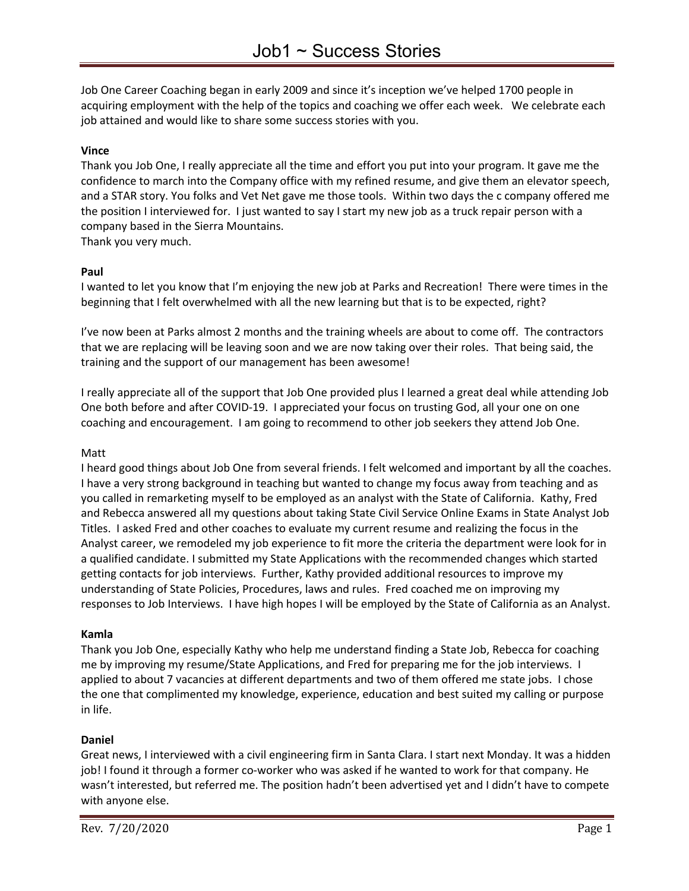# Job1 ~ Success Stories

Job One Career Coaching began in early 2009 and since it's inception we've helped 1700 people in acquiring employment with the help of the topics and coaching we offer each week. We celebrate each job attained and would like to share some success stories with you.

**Vince**

Thank you Job One, I really appreciate all the time and effort you put into your program. It gave me the confidence to march into the Company office with my refined resume, and give them an elevator speech, and a STAR story. You folks and Vet Net gave me those tools. Within two days the c company offered me the position I interviewed for. I just wanted to say I start my new job as a truck repair person with a company based in the Sierra Mountains.
Thank you very much.

**Paul**

I wanted to let you know that I'm enjoying the new job at Parks and Recreation! There were times in the beginning that I felt overwhelmed with all the new learning but that is to be expected, right?

I've now been at Parks almost 2 months and the training wheels are about to come off. The contractors that we are replacing will be leaving soon and we are now taking over their roles. That being said, the training and the support of our management has been awesome!

I really appreciate all of the support that Job One provided plus I learned a great deal while attending Job One both before and after COVID-19. I appreciated your focus on trusting God, all your one on one coaching and encouragement. I am going to recommend to other job seekers they attend Job One.

Matt

I heard good things about Job One from several friends. I felt welcomed and important by all the coaches. I have a very strong background in teaching but wanted to change my focus away from teaching and as you called in remarketing myself to be employed as an analyst with the State of California. Kathy, Fred and Rebecca answered all my questions about taking State Civil Service Online Exams in State Analyst Job Titles. I asked Fred and other coaches to evaluate my current resume and realizing the focus in the Analyst career, we remodeled my job experience to fit more the criteria the department were look for in a qualified candidate. I submitted my State Applications with the recommended changes which started getting contacts for job interviews. Further, Kathy provided additional resources to improve my understanding of State Policies, Procedures, laws and rules. Fred coached me on improving my responses to Job Interviews. I have high hopes I will be employed by the State of California as an Analyst.

**Kamla**

Thank you Job One, especially Kathy who help me understand finding a State Job, Rebecca for coaching me by improving my resume/State Applications, and Fred for preparing me for the job interviews. I applied to about 7 vacancies at different departments and two of them offered me state jobs. I chose the one that complimented my knowledge, experience, education and best suited my calling or purpose in life.

**Daniel**

Great news, I interviewed with a civil engineering firm in Santa Clara. I start next Monday. It was a hidden job! I found it through a former co-worker who was asked if he wanted to work for that company. He wasn't interested, but referred me. The position hadn't been advertised yet and I didn't have to compete with anyone else.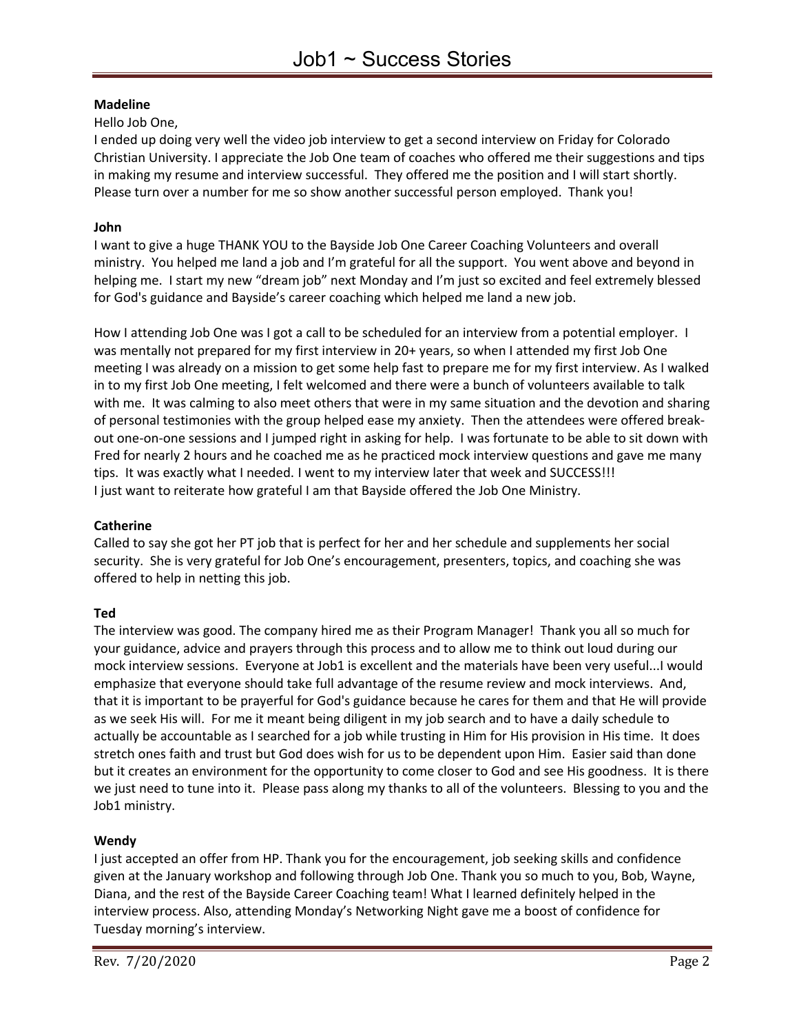# Job1 ~ Success Stories

**Madeline**

Hello Job One,

I ended up doing very well the video job interview to get a second interview on Friday for Colorado Christian University. I appreciate the Job One team of coaches who offered me their suggestions and tips in making my resume and interview successful. They offered me the position and I will start shortly. Please turn over a number for me so show another successful person employed. Thank you!

**John**

I want to give a huge THANK YOU to the Bayside Job One Career Coaching Volunteers and overall ministry. You helped me land a job and I'm grateful for all the support. You went above and beyond in helping me. I start my new "dream job" next Monday and I'm just so excited and feel extremely blessed for God's guidance and Bayside's career coaching which helped me land a new job.

How I attending Job One was I got a call to be scheduled for an interview from a potential employer. I was mentally not prepared for my first interview in 20+ years, so when I attended my first Job One meeting I was already on a mission to get some help fast to prepare me for my first interview. As I walked in to my first Job One meeting, I felt welcomed and there were a bunch of volunteers available to talk with me. It was calming to also meet others that were in my same situation and the devotion and sharing of personal testimonies with the group helped ease my anxiety. Then the attendees were offered break-out one-on-one sessions and I jumped right in asking for help. I was fortunate to be able to sit down with Fred for nearly 2 hours and he coached me as he practiced mock interview questions and gave me many tips. It was exactly what I needed. I went to my interview later that week and SUCCESS!!!

I just want to reiterate how grateful I am that Bayside offered the Job One Ministry.

**Catherine**

Called to say she got her PT job that is perfect for her and her schedule and supplements her social security. She is very grateful for Job One's encouragement, presenters, topics, and coaching she was offered to help in netting this job.

**Ted**

The interview was good. The company hired me as their Program Manager! Thank you all so much for your guidance, advice and prayers through this process and to allow me to think out loud during our mock interview sessions. Everyone at Job1 is excellent and the materials have been very useful...I would emphasize that everyone should take full advantage of the resume review and mock interviews. And, that it is important to be prayerful for God's guidance because he cares for them and that He will provide as we seek His will. For me it meant being diligent in my job search and to have a daily schedule to actually be accountable as I searched for a job while trusting in Him for His provision in His time. It does stretch ones faith and trust but God does wish for us to be dependent upon Him. Easier said than done but it creates an environment for the opportunity to come closer to God and see His goodness. It is there we just need to tune into it. Please pass along my thanks to all of the volunteers. Blessing to you and the Job1 ministry.

**Wendy**

I just accepted an offer from HP. Thank you for the encouragement, job seeking skills and confidence given at the January workshop and following through Job One. Thank you so much to you, Bob, Wayne, Diana, and the rest of the Bayside Career Coaching team! What I learned definitely helped in the interview process. Also, attending Monday's Networking Night gave me a boost of confidence for Tuesday morning's interview.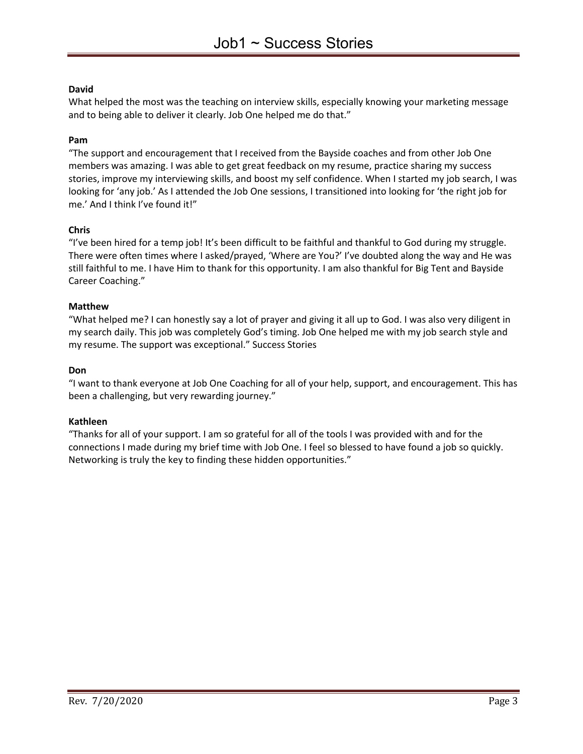**David**

What helped the most was the teaching on interview skills, especially knowing your marketing message and to being able to deliver it clearly. Job One helped me do that."

**Pam**

"The support and encouragement that I received from the Bayside coaches and from other Job One members was amazing. I was able to get great feedback on my resume, practice sharing my success stories, improve my interviewing skills, and boost my self confidence. When I started my job search, I was looking for 'any job.' As I attended the Job One sessions, I transitioned into looking for 'the right job for me.' And I think I've found it!"

**Chris**

"I've been hired for a temp job! It's been difficult to be faithful and thankful to God during my struggle. There were often times where I asked/prayed, 'Where are You?' I've doubted along the way and He was still faithful to me. I have Him to thank for this opportunity. I am also thankful for Big Tent and Bayside Career Coaching."

**Matthew**

"What helped me? I can honestly say a lot of prayer and giving it all up to God. I was also very diligent in my search daily. This job was completely God's timing. Job One helped me with my job search style and my resume. The support was exceptional." Success Stories

**Don**

"I want to thank everyone at Job One Coaching for all of your help, support, and encouragement. This has been a challenging, but very rewarding journey."

**Kathleen**

"Thanks for all of your support. I am so grateful for all of the tools I was provided with and for the connections I made during my brief time with Job One. I feel so blessed to have found a job so quickly. Networking is truly the key to finding these hidden opportunities."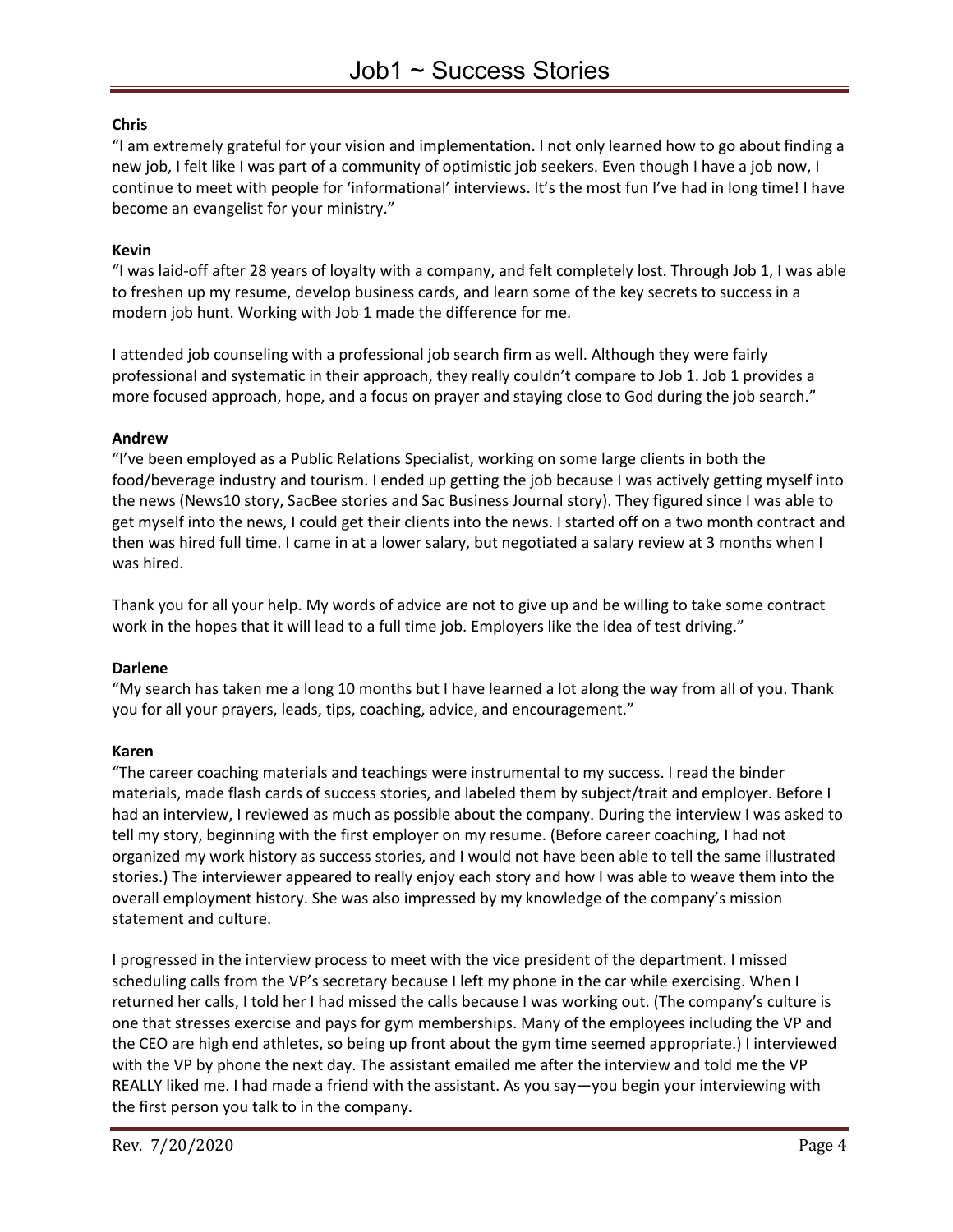# Job1 ~ Success Stories

**Chris**

"I am extremely grateful for your vision and implementation. I not only learned how to go about finding a new job, I felt like I was part of a community of optimistic job seekers. Even though I have a job now, I continue to meet with people for 'informational' interviews. It's the most fun I've had in long time! I have become an evangelist for your ministry."

**Kevin**

"I was laid-off after 28 years of loyalty with a company, and felt completely lost. Through Job 1, I was able to freshen up my resume, develop business cards, and learn some of the key secrets to success in a modern job hunt. Working with Job 1 made the difference for me.

I attended job counseling with a professional job search firm as well. Although they were fairly professional and systematic in their approach, they really couldn't compare to Job 1. Job 1 provides a more focused approach, hope, and a focus on prayer and staying close to God during the job search."

**Andrew**

"I've been employed as a Public Relations Specialist, working on some large clients in both the food/beverage industry and tourism. I ended up getting the job because I was actively getting myself into the news (News10 story, SacBee stories and Sac Business Journal story). They figured since I was able to get myself into the news, I could get their clients into the news. I started off on a two month contract and then was hired full time. I came in at a lower salary, but negotiated a salary review at 3 months when I was hired.

Thank you for all your help. My words of advice are not to give up and be willing to take some contract work in the hopes that it will lead to a full time job. Employers like the idea of test driving."

**Darlene**

"My search has taken me a long 10 months but I have learned a lot along the way from all of you. Thank you for all your prayers, leads, tips, coaching, advice, and encouragement."

**Karen**

"The career coaching materials and teachings were instrumental to my success. I read the binder materials, made flash cards of success stories, and labeled them by subject/trait and employer. Before I had an interview, I reviewed as much as possible about the company. During the interview I was asked to tell my story, beginning with the first employer on my resume. (Before career coaching, I had not organized my work history as success stories, and I would not have been able to tell the same illustrated stories.) The interviewer appeared to really enjoy each story and how I was able to weave them into the overall employment history. She was also impressed by my knowledge of the company's mission statement and culture.

I progressed in the interview process to meet with the vice president of the department. I missed scheduling calls from the VP's secretary because I left my phone in the car while exercising. When I returned her calls, I told her I had missed the calls because I was working out. (The company's culture is one that stresses exercise and pays for gym memberships. Many of the employees including the VP and the CEO are high end athletes, so being up front about the gym time seemed appropriate.) I interviewed with the VP by phone the next day. The assistant emailed me after the interview and told me the VP REALLY liked me. I had made a friend with the assistant. As you say—you begin your interviewing with the first person you talk to in the company.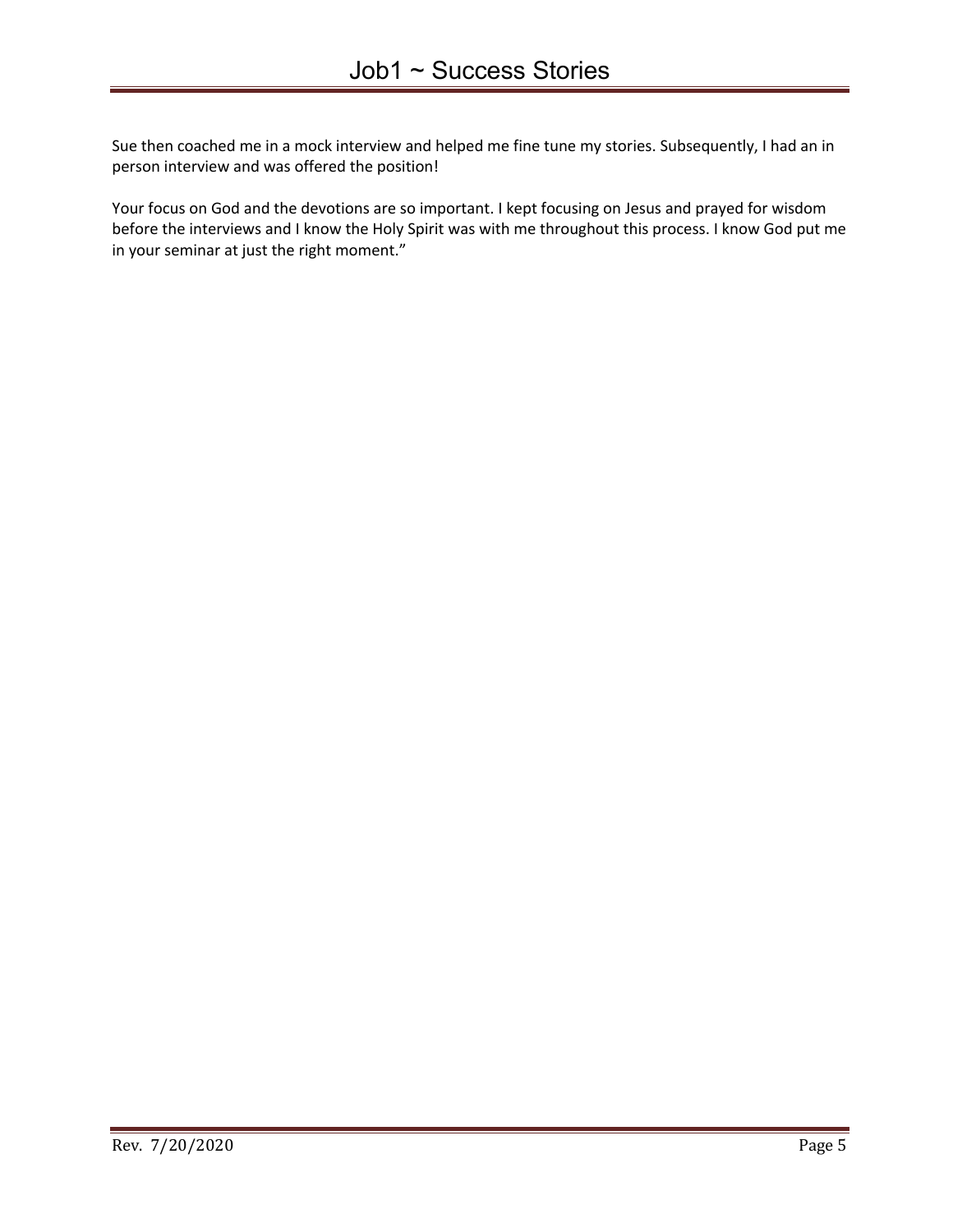Sue then coached me in a mock interview and helped me fine tune my stories. Subsequently, I had an in person interview and was offered the position!

Your focus on God and the devotions are so important. I kept focusing on Jesus and prayed for wisdom before the interviews and I know the Holy Spirit was with me throughout this process. I know God put me in your seminar at just the right moment."